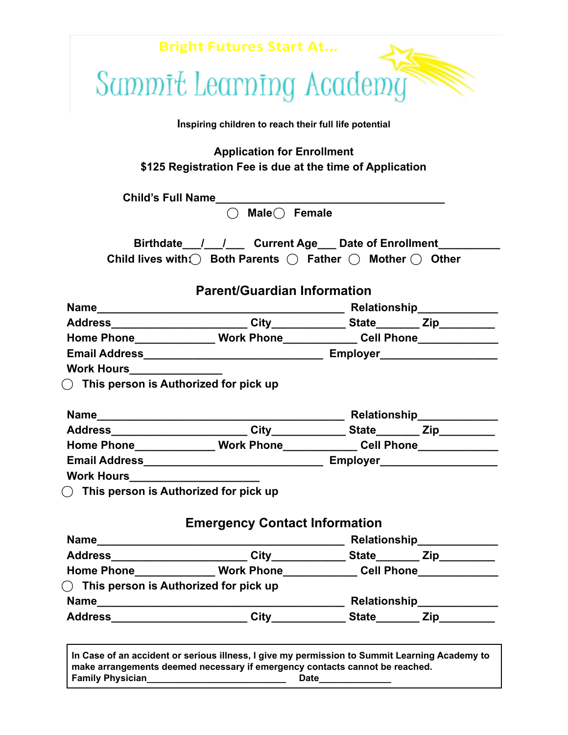Bright Futures Start At...

# Summit Learning Academy

**Inspiring children to reach their full life potential**

**Application for Enrollment**
**$125 Registration Fee is due at the time of Application**

**Child's Full Name**_______________________________________

◯ **Male** ◯ **Female**

**Birthdate**___/___/___ **Current Age**___ **Date of Enrollment**__________

**Child lives with:** ◯ **Both Parents** ◯ **Father** ◯ **Mother** ◯ **Other**

## Parent/Guardian Information

**Name**__________________________________________ **Relationship**_____________

**Address**______________________ **City**____________ **State**_______ **Zip**_________

**Home Phone**_____________ **Work Phone**____________ **Cell Phone**_____________

**Email Address**______________________________ **Employer**___________________

**Work Hours**_______________

◯ **This person is Authorized for pick up**

**Name**__________________________________________ **Relationship**_____________

**Address**______________________ **City**____________ **State**_______ **Zip**_________

**Home Phone**_____________ **Work Phone**____________ **Cell Phone**_____________

**Email Address**______________________________ **Employer**___________________

**Work Hours**_____________________

◯ **This person is Authorized for pick up**

## Emergency Contact Information

**Name**__________________________________________ **Relationship**_____________

**Address**______________________ **City**____________ **State**_______ **Zip**_________

**Home Phone**_____________ **Work Phone**____________ **Cell Phone**_____________

◯ **This person is Authorized for pick up**

**Name**__________________________________________ **Relationship**_____________

**Address**______________________ **City**____________ **State**_______ **Zip**_________

**In Case of an accident or serious illness, I give my permission to Summit Learning Academy to make arrangements deemed necessary if emergency contacts cannot be reached.**
**Family Physician**__________________________ **Date**_____________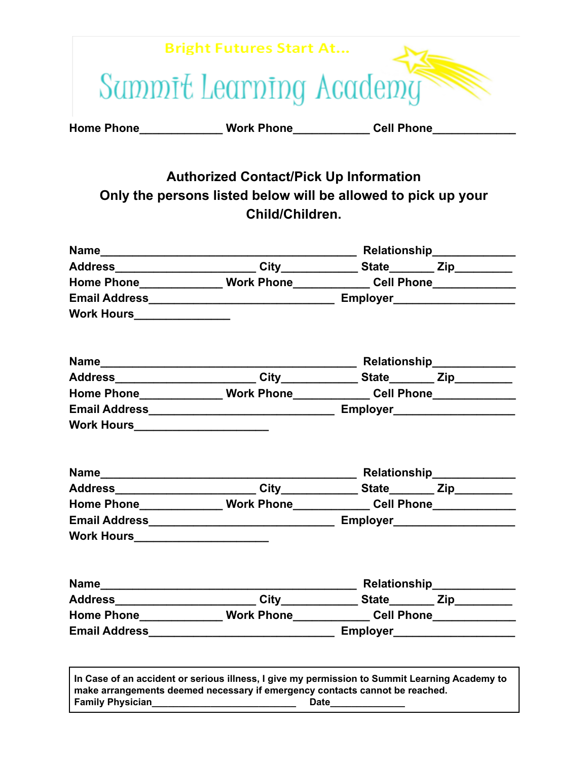Bright Futures Start At...

# Summit Learning Academy

**Home Phone_____________ Work Phone____________ Cell Phone_____________**

## Authorized Contact/Pick Up Information

**Only the persons listed below will be allowed to pick up your Child/Children.**

**Name__________________________________________ Relationship_____________**
**Address______________________ City____________ State_______ Zip_________**
**Home Phone_____________ Work Phone____________ Cell Phone_____________**
**Email Address______________________________ Employer___________________**
**Work Hours_______________**

**Name__________________________________________ Relationship_____________**
**Address______________________ City____________ State_______ Zip_________**
**Home Phone_____________ Work Phone____________ Cell Phone_____________**
**Email Address______________________________ Employer___________________**
**Work Hours_____________________**

**Name__________________________________________ Relationship_____________**
**Address______________________ City____________ State_______ Zip_________**
**Home Phone_____________ Work Phone____________ Cell Phone_____________**
**Email Address______________________________ Employer___________________**
**Work Hours_____________________**

**Name__________________________________________ Relationship_____________**
**Address______________________ City____________ State_______ Zip_________**
**Home Phone_____________ Work Phone____________ Cell Phone_____________**
**Email Address______________________________ Employer___________________**

**In Case of an accident or serious illness, I give my permission to Summit Learning Academy to make arrangements deemed necessary if emergency contacts cannot be reached.**
**Family Physician__________________________ Date_____________**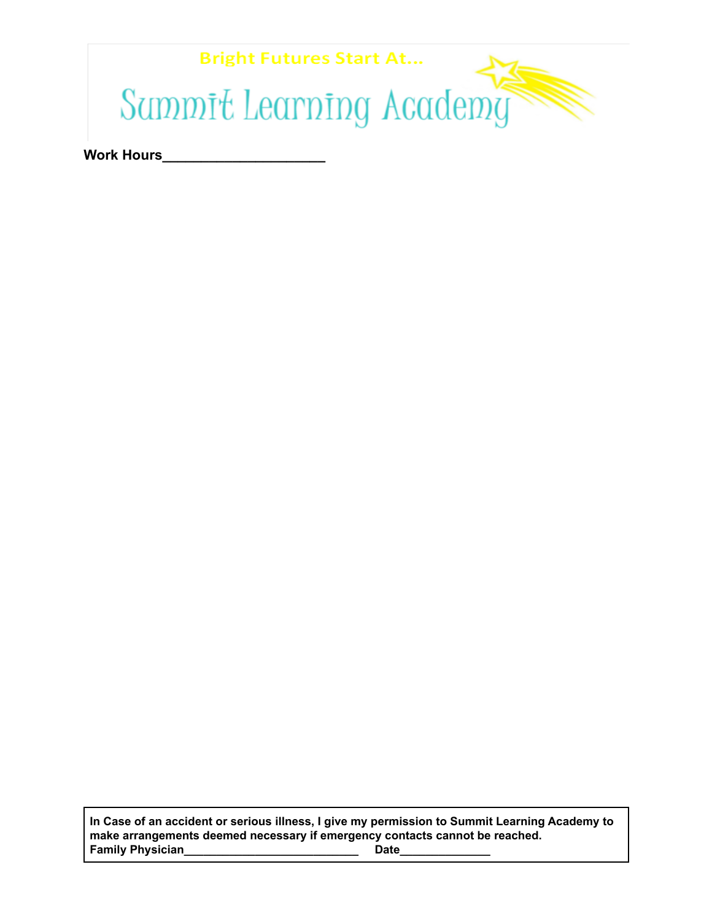Bright Futures Start At...

Summit Learning Academy

**Work Hours_____________________**

**In Case of an accident or serious illness, I give my permission to Summit Learning Academy to make arrangements deemed necessary if emergency contacts cannot be reached.**
**Family Physician___________________________ Date_____________**